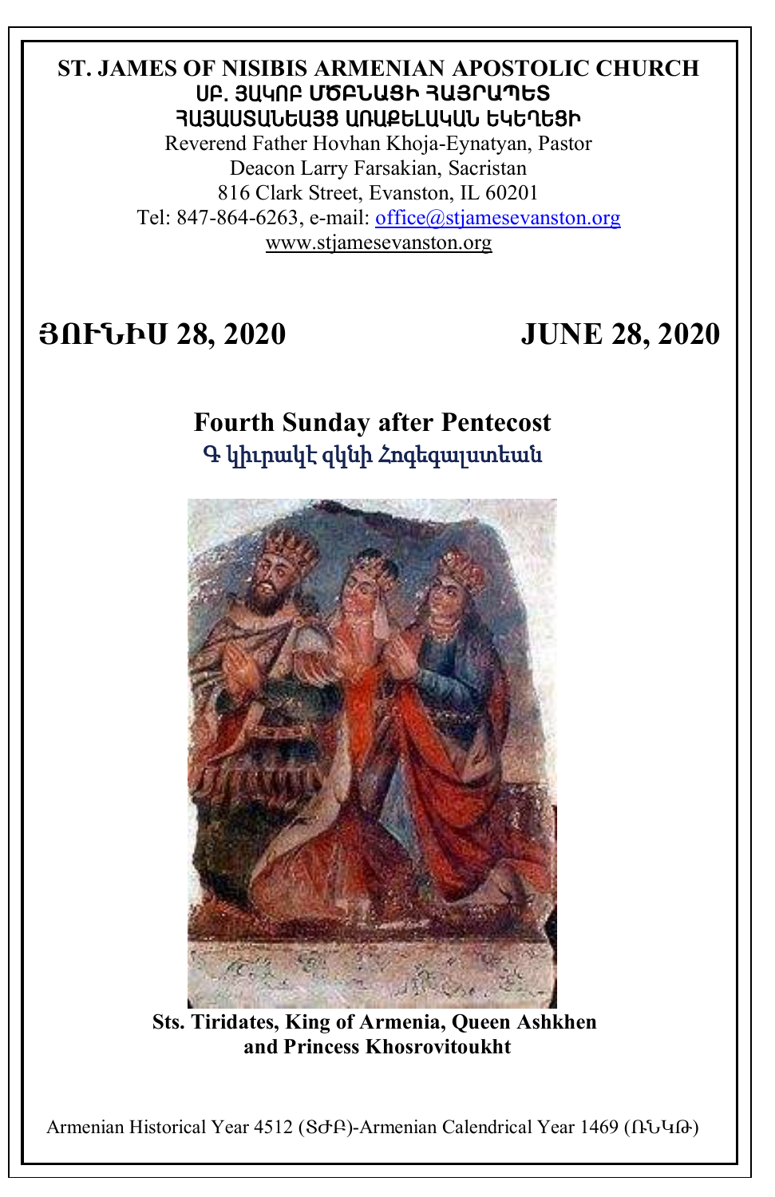**ST. JAMES OF NISIBIS ARMENIAN APOSTOLIC CHURCH**
**ՍԲ. ՅԱԿՈԲ ՄԾԲՆԱՑԻ ՀԱՅՐԱՊԵՏ ՀԱՅԱՍՏԱՆԵԱՅՑ ԱՌԱՔԵԼԱԿԱՆ ԵԿԵՂԵՑԻ**

Reverend Father Hovhan Khoja-Eynatyan, Pastor
Deacon Larry Farsakian, Sacristan
816 Clark Street, Evanston, IL 60201
Tel: 847-864-6263, e-mail: office@stjamesevanston.org
www.stjamesevanston.org

# ՅՈՒՆԻՍ 28, 2020 JUNE 28, 2020

## Fourth Sunday after Pentecost

Գ կիւրակէ զկնի Հոգեգալստեան

**Sts. Tiridates, King of Armenia, Queen Ashkhen and Princess Khosrovitoukht**

Armenian Historical Year 4512 (ՏՃԲ)-Armenian Calendrical Year 1469 (ՌՆԿԹ)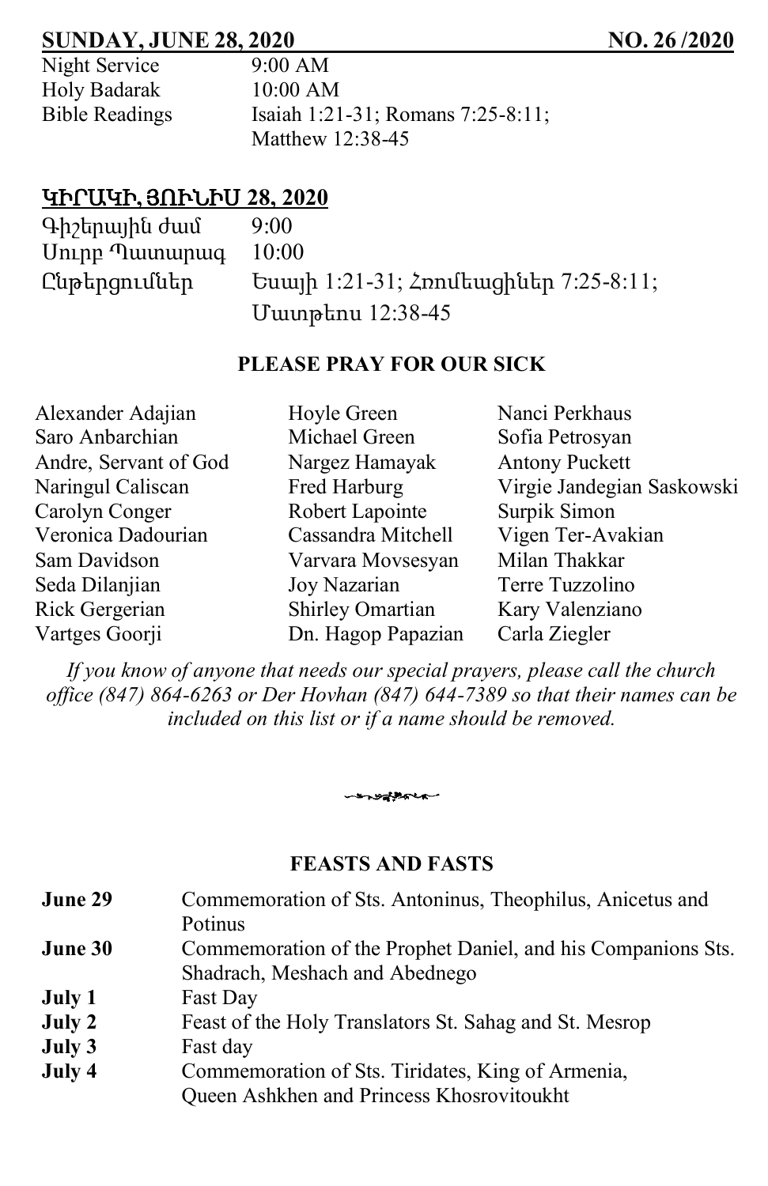## SUNDAY, JUNE 28, 2020 — NO. 26 /2020

| | |
|---|---|
| Night Service | 9:00 AM |
| Holy Badarak | 10:00 AM |
| Bible Readings | Isaiah 1:21-31; Romans 7:25-8:11; Matthew 12:38-45 |

## ԿԻՐԱԿԻ, ՅՈՒՆԻՍ 28, 2020

| | |
|---|---|
| Գիշերային ժամ | 9:00 |
| Սուրբ Պատարագ | 10:00 |
| Ընթերցումներ | Եսայի 1:21-31; Հռոմեացիներ 7:25-8:11; Մատթեոս 12:38-45 |

### PLEASE PRAY FOR OUR SICK

| | | |
|---|---|---|
| Alexander Adajian | Hoyle Green | Nanci Perkhaus |
| Saro Anbarchian | Michael Green | Sofia Petrosyan |
| Andre, Servant of God | Nargez Hamayak | Antony Puckett |
| Naringul Caliscan | Fred Harburg | Virgie Jandegian Saskowski |
| Carolyn Conger | Robert Lapointe | Surpik Simon |
| Veronica Dadourian | Cassandra Mitchell | Vigen Ter-Avakian |
| Sam Davidson | Varvara Movsesyan | Milan Thakkar |
| Seda Dilanjian | Joy Nazarian | Terre Tuzzolino |
| Rick Gergerian | Shirley Omartian | Kary Valenziano |
| Vartges Goorji | Dn. Hagop Papazian | Carla Ziegler |

*If you know of anyone that needs our special prayers, please call the church office (847) 864-6263 or Der Hovhan (847) 644-7389 so that their names can be included on this list or if a name should be removed.*

### FEASTS AND FASTS

| | |
|---|---|
| **June 29** | Commemoration of Sts. Antoninus, Theophilus, Anicetus and Potinus |
| **June 30** | Commemoration of the Prophet Daniel, and his Companions Sts. Shadrach, Meshach and Abednego |
| **July 1** | Fast Day |
| **July 2** | Feast of the Holy Translators St. Sahag and St. Mesrop |
| **July 3** | Fast day |
| **July 4** | Commemoration of Sts. Tiridates, King of Armenia, Queen Ashkhen and Princess Khosrovitoukht |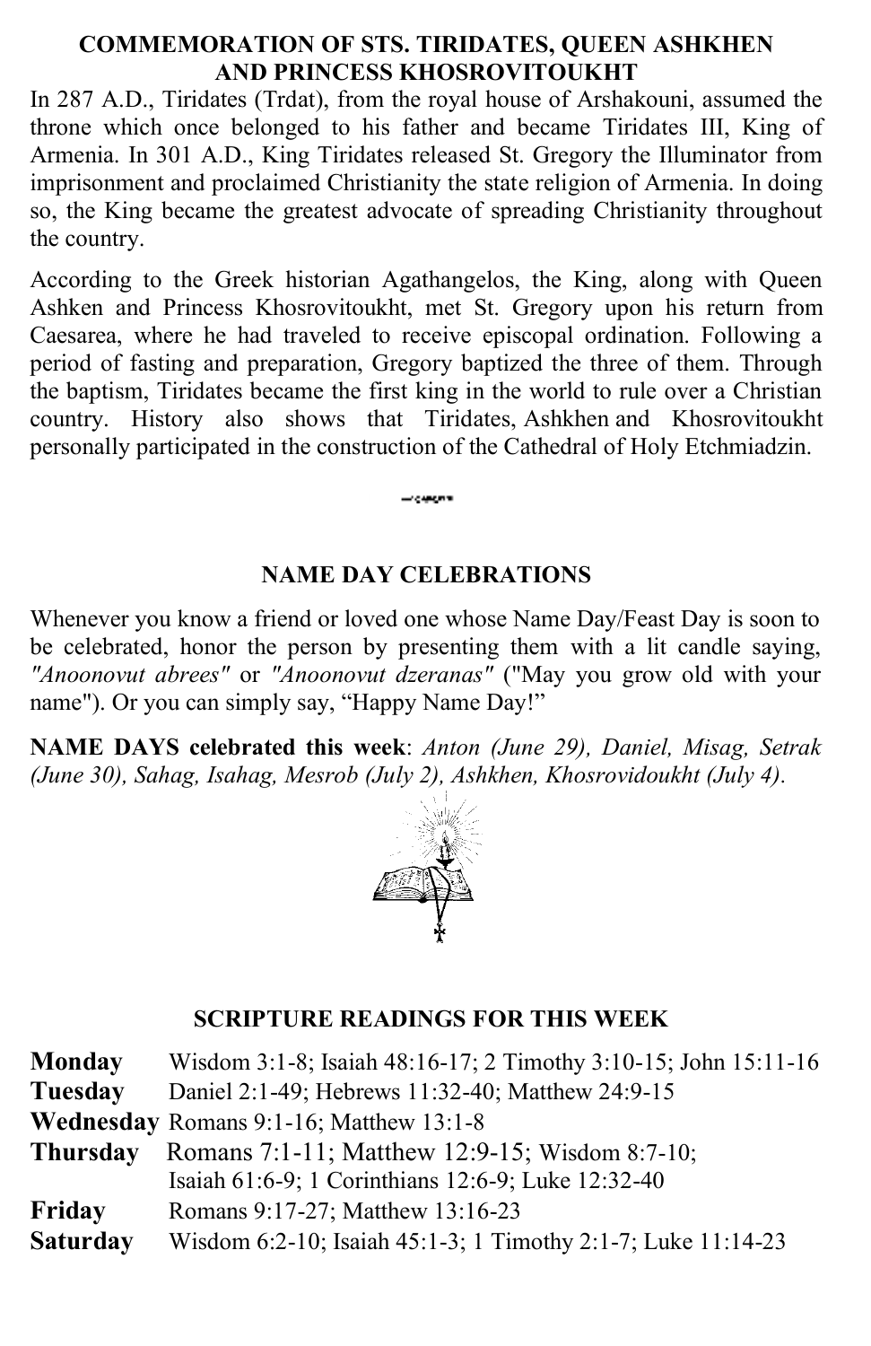## COMMEMORATION OF STS. TIRIDATES, QUEEN ASHKHEN AND PRINCESS KHOSROVITOUKHT

In 287 A.D., Tiridates (Trdat), from the royal house of Arshakouni, assumed the throne which once belonged to his father and became Tiridates III, King of Armenia. In 301 A.D., King Tiridates released St. Gregory the Illuminator from imprisonment and proclaimed Christianity the state religion of Armenia. In doing so, the King became the greatest advocate of spreading Christianity throughout the country.

According to the Greek historian Agathangelos, the King, along with Queen Ashken and Princess Khosrovitoukht, met St. Gregory upon his return from Caesarea, where he had traveled to receive episcopal ordination. Following a period of fasting and preparation, Gregory baptized the three of them. Through the baptism, Tiridates became the first king in the world to rule over a Christian country. History also shows that Tiridates, Ashkhen and Khosrovitoukht personally participated in the construction of the Cathedral of Holy Etchmiadzin.

## NAME DAY CELEBRATIONS

Whenever you know a friend or loved one whose Name Day/Feast Day is soon to be celebrated, honor the person by presenting them with a lit candle saying, *"Anoonovut abrees"* or *"Anoonovut dzeranas"* ("May you grow old with your name"). Or you can simply say, "Happy Name Day!"

**NAME DAYS celebrated this week**: *Anton (June 29), Daniel, Misag, Setrak (June 30), Sahag, Isahag, Mesrob (July 2), Ashkhen, Khosrovidoukht (July 4).*

## SCRIPTURE READINGS FOR THIS WEEK

**Monday** Wisdom 3:1-8; Isaiah 48:16-17; 2 Timothy 3:10-15; John 15:11-16

**Tuesday** Daniel 2:1-49; Hebrews 11:32-40; Matthew 24:9-15

**Wednesday** Romans 9:1-16; Matthew 13:1-8

**Thursday** Romans 7:1-11; Matthew 12:9-15; Wisdom 8:7-10; Isaiah 61:6-9; 1 Corinthians 12:6-9; Luke 12:32-40

**Friday** Romans 9:17-27; Matthew 13:16-23

**Saturday** Wisdom 6:2-10; Isaiah 45:1-3; 1 Timothy 2:1-7; Luke 11:14-23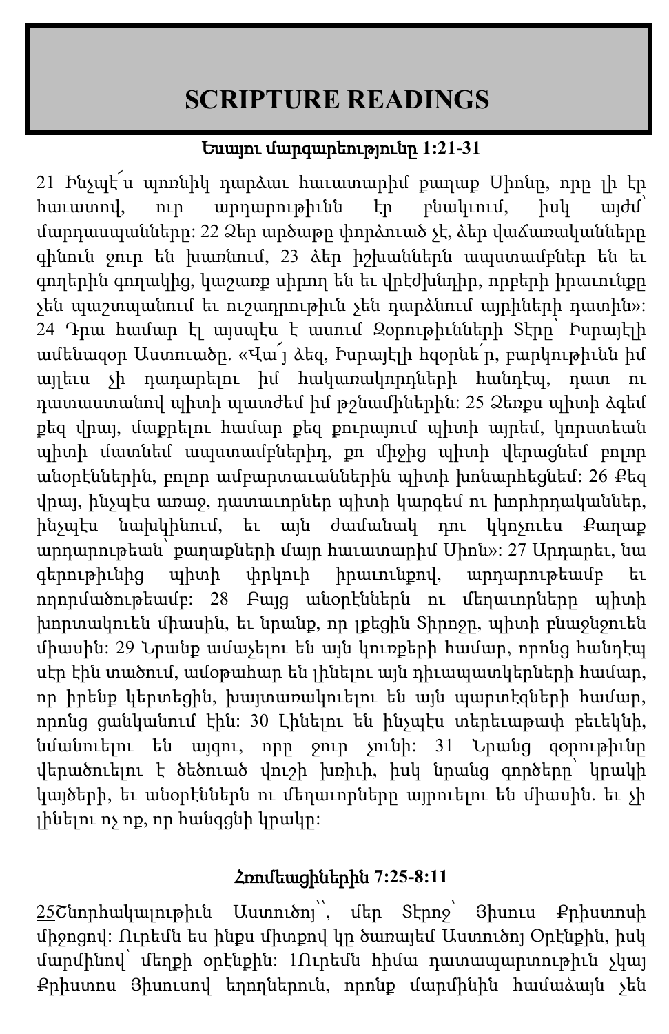# SCRIPTURE READINGS

**Եսայու մարգարեությունը 1:21-31**

21 Ինչպէ՜ս պոռնիկ դարձաւ հաւատարիմ քաղաք Սիոնը, որը լի էր հաւատով, ուր արդարութիւնն էր բնակւում, իսկ այժմ՝ մարդասպանները: 22 Ձեր արծաթը փորձուած չէ, ձեր վաճառականները գինուն ջուր են խառնում, 23 ձեր իշխաններն ապստամբներ են եւ գողերին գողակից, կաշառք սիրող են եւ վրէժխնդիր, որբերի իրաւունքը չեն պաշտպանում եւ ուշադրութիւն չեն դարձնում այրիների դատին»: 24 Դրա համար էլ այսպէս է ասում Զօրութիւնների Տէրը՝ Իսրայէլի ամենազօր Աստուածը. «Վա՜յ ձեզ, Իսրայէլի հզօրնե՜ր, բարկութիւնն իմ այլեւս չի դադարելու իմ հակառակորդների հանդէպ, դատ ու դատաստանով պիտի պատժեմ իմ թշնամիներին: 25 Ձեռքս պիտի ձգեմ քեզ վրայ, մաքրելու համար քեզ քուրայում պիտի այրեմ, կորստեան պիտի մատնեմ ապստամբներին, քո միջից պիտի վերացնեմ բոլոր անօրէններին, բոլոր ամբարտաւաններին պիտի խոնարհեցնեմ: 26 Քեզ վրայ, ինչպէս առաջ, դատաւորներ պիտի կարգեմ ու խորհրդականներ, ինչպէս նախկինում, եւ այն ժամանակ դու կկոչուես Քաղաք արդարութեան՝ քաղաքների մայր հաւատարիմ Սիոն»: 27 Արդարեւ, նա գերութիւնից պիտի փրկուի իրաւունքով, արդարութեամբ եւ ողորմածութեամբ: 28 Բայց անօրէններն ու մեղաւորները պիտի խորտակուեն միասին, եւ նրանք, որ լքեցին Տիրոջը, պիտի բնաջնջուեն միասին: 29 Նրանք ամաչելու են այն կուռքերի համար, որոնց հանդէպ սէր էին տածում, ամօթահար են լինելու այն դիւապատկերների համար, որ իրենք կերտեցին, խայտառակուելու են այն պարտէզների համար, որոնց ցանկանում էին: 30 Լինելու են ինչպէս տերեւաթափ բեւեկնի, նմանուելու են այգու, որը ջուր չունի: 31 Նրանց զօրութիւնը վերածուելու է ծեծուած վուշի խռիւի, իսկ նրանց գործերը՝ կրակի կայծերի, եւ անօրէններն ու մեղաւորները այրուելու են միասին. եւ չի լինելու ոչ ոք, որ հանգցնի կրակը:

**Հռոմեացիներին 7:25-8:11**

25Շնորհակալութիւն Աստուծոյ՝՝, մեր Տէրոջ՝ Յիսուս Քրիստոսի միջոցով: Ուրեմն ես ինքս միտքով կը ծառայեմ Աստուծոյ Օրէնքին, իսկ մարմինով՝ մեղքի օրէնքին: 1Ուրեմն հիմա դատապարտութիւն չկայ Քրիստոս Յիսուսով եղողներուն, որոնք մարմինին համաձայն չեն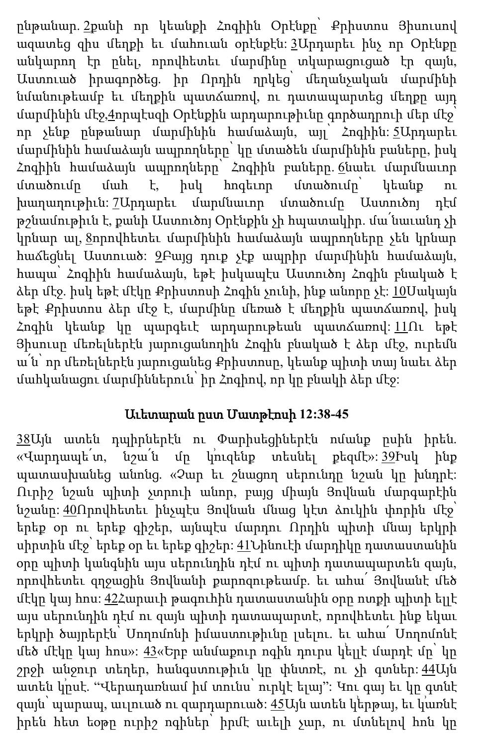ընթանար. 2քանի որ կեանքի Հոգիին Օրէնքը՝ Քրիստոս Յիսուսով ազատեց զիս մեղքի եւ մահուան օրէնքէն: 3Արդարեւ ինչ որ Օրէնքը անկարող էր ընել, որովհետեւ մարմինը տկարացուցած էր զայն, Աստուած իրագործեց. իր Որդին ղրկեց՝ մեղանչական մարմինի նմանութեամբ եւ մեղքին պատճառով, ու դատապարտեց մեղքը այդ մարմինին մէջ,4որպէսզի Օրէնքին արդարութիւնը գործադրուի մեր մէջ՝ որ չենք ընթանար մարմինին համաձայն, այլ՝ Հոգիին: 5Արդարեւ մարմինին համաձայն ապրողները՝ կը մտածեն մարմինին բաները, իսկ Հոգիին համաձայն ապրողները՝ Հոգիին բաները. 6նաեւ մարմնաւոր մտածումը մահ է, իսկ հոգեւոր մտածումը՝ կեանք ու խաղաղութիւն: 7Արդարեւ մարմնաւոր մտածումը Աստուծոյ դէմ թշնամութիւն է, քանի Աստուծոյ Օրէնքին չի հպատակիր. մա՛նաւանդ չի կրնար ալ, 8որովհետեւ մարմինին համաձայն ապրողները չեն կրնար հաճեցնել Աստուած: 9Բայց դուք չէք ապրիր մարմինին համաձայն, հապա՝ Հոգիին համաձայն, եթէ իսկապէս Աստուծոյ Հոգին բնակած է ձեր մէջ. իսկ եթէ մէկը Քրիստոսի Հոգին չունի, ինք անորը չէ: 10Սակայն եթէ Քրիստոս ձեր մէջ է, մարմինը մեռած է մեղքին պատճառով, իսկ Հոգին կեանք կը պարգեւէ արդարութեան պատճառով: 11Ու եթէ Յիսուսը մեռելներէն յարուցանողին Հոգին բնակած է ձեր մէջ, ուրեմն ա՛ն՝ որ մեռելներէն յարուցանեց Քրիստոսը, կեանք պիտի տայ նաեւ ձեր մահկանացու մարմիններուն՝ իր Հոգիով, որ կը բնակի ձեր մէջ:

**Աւետարան ըստ Մատթէոսի 12:38-45**

38Այն ատեն դպիրներէն ու Փարիսեցիներէն ոմանք ըսին իրեն. «Վարդապե՛տ, նշա՛ն մը կ՚ուզենք տեսնել քեզմէ»: 39Իսկ ինք պատասխանեց անոնց. «Չար եւ շնացող սերունդը նշան կը խնդրէ: Ուրիշ նշան պիտի չտրուի անոր, բայց միայն Յովնան մարգարէին նշանը: 40Որովհետեւ ինչպէս Յովնան մնաց կէտ ձուկին փորին մէջ՝ երեք օր ու երեք գիշեր, այնպէս մարդու Որդին պիտի մնայ երկրի սիրտին մէջ՝ երեք օր եւ երեք գիշեր: 41Նինուէի մարդիկը դատաստանին օրը պիտի կանգնին այս սերունդին դէմ ու պիտի դատապարտեն զայն, որովհետեւ զղջացին Յովնանի քարոզութեամբ. եւ ահա՛ Յովնանէ մեծ մէկը կայ հոս: 42Հարաւի թագուհին դատաստանին օրը ոտքի պիտի ելլէ այս սերունդին դէմ ու զայն պիտի դատապարտէ, որովհետեւ ինք եկաւ երկրի ծայրերէն՝ Սողոմոնի իմաստութիւնը լսելու. եւ ահա՛ Սողոմոնէ մեծ մէկը կայ հոս»: 43«Երբ անմաքուր ոգին դուրս կ՚ելլէ մարդէ մը՝ կը շրջի անջուր տեղեր, հանգստութիւն կը փնտռէ, ու չի գտներ: 44Այն ատեն կ՚ըսէ. “Վերադառնամ իմ տունս՝ ուրկէ ելայ”: Կու գայ եւ կը գտնէ զայն՝ պարապ, աւլուած ու զարդարուած: 45Այն ատեն կ՚երթայ, եւ կ՚առնէ իրեն հետ եօթը ուրիշ ոգիներ՝ իրմէ աւելի չար, ու մտնելով հոն կը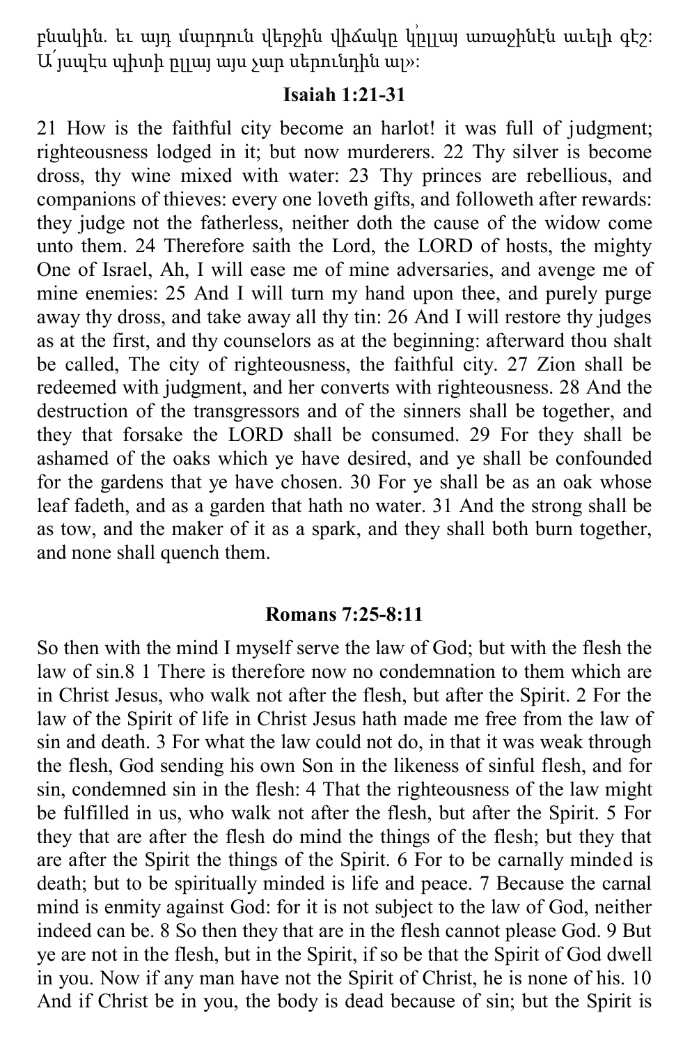բնակին. եւ այդ մարդուն վերջին վիճակը կ՚ըլլայ առաջինէն աւելի գէշ: Ա՛յսպէս պիտի ըլլայ այս չար սերունդին ալ»:

**Isaiah 1:21-31**

21 How is the faithful city become an harlot! it was full of judgment; righteousness lodged in it; but now murderers. 22 Thy silver is become dross, thy wine mixed with water: 23 Thy princes are rebellious, and companions of thieves: every one loveth gifts, and followeth after rewards: they judge not the fatherless, neither doth the cause of the widow come unto them. 24 Therefore saith the Lord, the LORD of hosts, the mighty One of Israel, Ah, I will ease me of mine adversaries, and avenge me of mine enemies: 25 And I will turn my hand upon thee, and purely purge away thy dross, and take away all thy tin: 26 And I will restore thy judges as at the first, and thy counselors as at the beginning: afterward thou shalt be called, The city of righteousness, the faithful city. 27 Zion shall be redeemed with judgment, and her converts with righteousness. 28 And the destruction of the transgressors and of the sinners shall be together, and they that forsake the LORD shall be consumed. 29 For they shall be ashamed of the oaks which ye have desired, and ye shall be confounded for the gardens that ye have chosen. 30 For ye shall be as an oak whose leaf fadeth, and as a garden that hath no water. 31 And the strong shall be as tow, and the maker of it as a spark, and they shall both burn together, and none shall quench them.

**Romans 7:25-8:11**

So then with the mind I myself serve the law of God; but with the flesh the law of sin.8 1 There is therefore now no condemnation to them which are in Christ Jesus, who walk not after the flesh, but after the Spirit. 2 For the law of the Spirit of life in Christ Jesus hath made me free from the law of sin and death. 3 For what the law could not do, in that it was weak through the flesh, God sending his own Son in the likeness of sinful flesh, and for sin, condemned sin in the flesh: 4 That the righteousness of the law might be fulfilled in us, who walk not after the flesh, but after the Spirit. 5 For they that are after the flesh do mind the things of the flesh; but they that are after the Spirit the things of the Spirit. 6 For to be carnally minded is death; but to be spiritually minded is life and peace. 7 Because the carnal mind is enmity against God: for it is not subject to the law of God, neither indeed can be. 8 So then they that are in the flesh cannot please God. 9 But ye are not in the flesh, but in the Spirit, if so be that the Spirit of God dwell in you. Now if any man have not the Spirit of Christ, he is none of his. 10 And if Christ be in you, the body is dead because of sin; but the Spirit is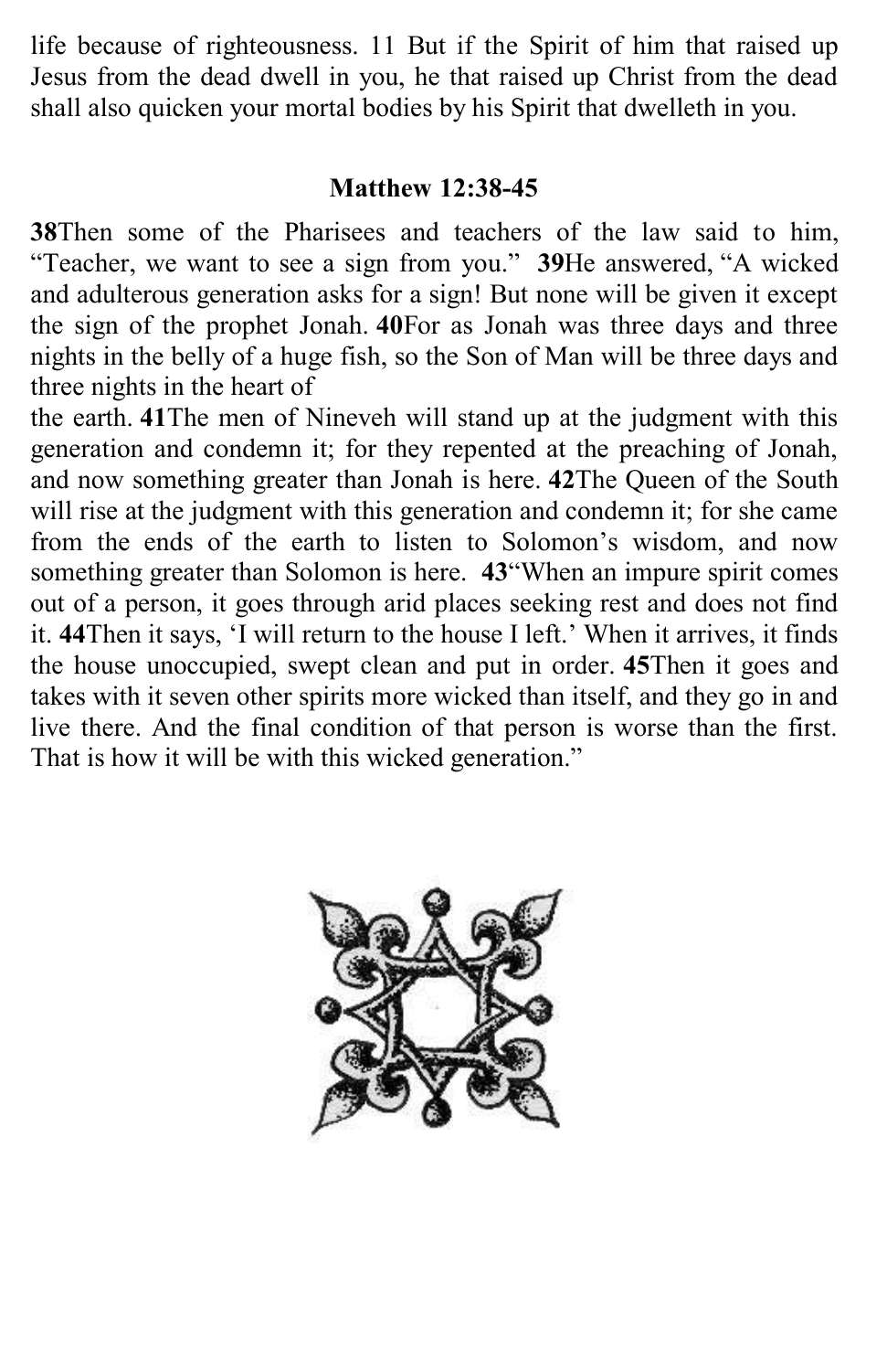life because of righteousness. 11 But if the Spirit of him that raised up Jesus from the dead dwell in you, he that raised up Christ from the dead shall also quicken your mortal bodies by his Spirit that dwelleth in you.

## Matthew 12:38-45

**38**Then some of the Pharisees and teachers of the law said to him, "Teacher, we want to see a sign from you." **39**He answered, "A wicked and adulterous generation asks for a sign! But none will be given it except the sign of the prophet Jonah. **40**For as Jonah was three days and three nights in the belly of a huge fish, so the Son of Man will be three days and three nights in the heart of the earth. **41**The men of Nineveh will stand up at the judgment with this generation and condemn it; for they repented at the preaching of Jonah, and now something greater than Jonah is here. **42**The Queen of the South will rise at the judgment with this generation and condemn it; for she came from the ends of the earth to listen to Solomon's wisdom, and now something greater than Solomon is here. **43**"When an impure spirit comes out of a person, it goes through arid places seeking rest and does not find it. **44**Then it says, 'I will return to the house I left.' When it arrives, it finds the house unoccupied, swept clean and put in order. **45**Then it goes and takes with it seven other spirits more wicked than itself, and they go in and live there. And the final condition of that person is worse than the first. That is how it will be with this wicked generation."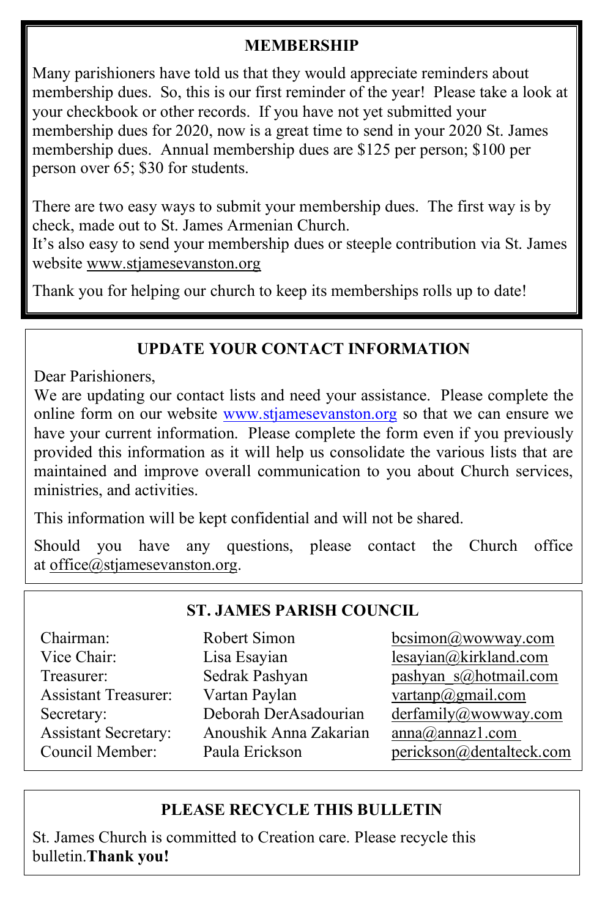## MEMBERSHIP

Many parishioners have told us that they would appreciate reminders about membership dues. So, this is our first reminder of the year! Please take a look at your checkbook or other records. If you have not yet submitted your membership dues for 2020, now is a great time to send in your 2020 St. James membership dues. Annual membership dues are $125 per person; $100 per person over 65; $30 for students.

There are two easy ways to submit your membership dues. The first way is by check, made out to St. James Armenian Church.
It's also easy to send your membership dues or steeple contribution via St. James website www.stjamesevanston.org

Thank you for helping our church to keep its memberships rolls up to date!

## UPDATE YOUR CONTACT INFORMATION

Dear Parishioners,
We are updating our contact lists and need your assistance. Please complete the online form on our website www.stjamesevanston.org so that we can ensure we have your current information. Please complete the form even if you previously provided this information as it will help us consolidate the various lists that are maintained and improve overall communication to you about Church services, ministries, and activities.

This information will be kept confidential and will not be shared.

Should you have any questions, please contact the Church office at office@stjamesevanston.org.

## ST. JAMES PARISH COUNCIL

| | | |
|---|---|---|
| Chairman: | Robert Simon | bcsimon@wowway.com |
| Vice Chair: | Lisa Esayian | lesayian@kirkland.com |
| Treasurer: | Sedrak Pashyan | pashyan_s@hotmail.com |
| Assistant Treasurer: | Vartan Paylan | vartanp@gmail.com |
| Secretary: | Deborah DerAsadourian | derfamily@wowway.com |
| Assistant Secretary: | Anoushik Anna Zakarian | anna@annaz1.com |
| Council Member: | Paula Erickson | perickson@dentalteck.com |

## PLEASE RECYCLE THIS BULLETIN

St. James Church is committed to Creation care. Please recycle this bulletin.**Thank you!**